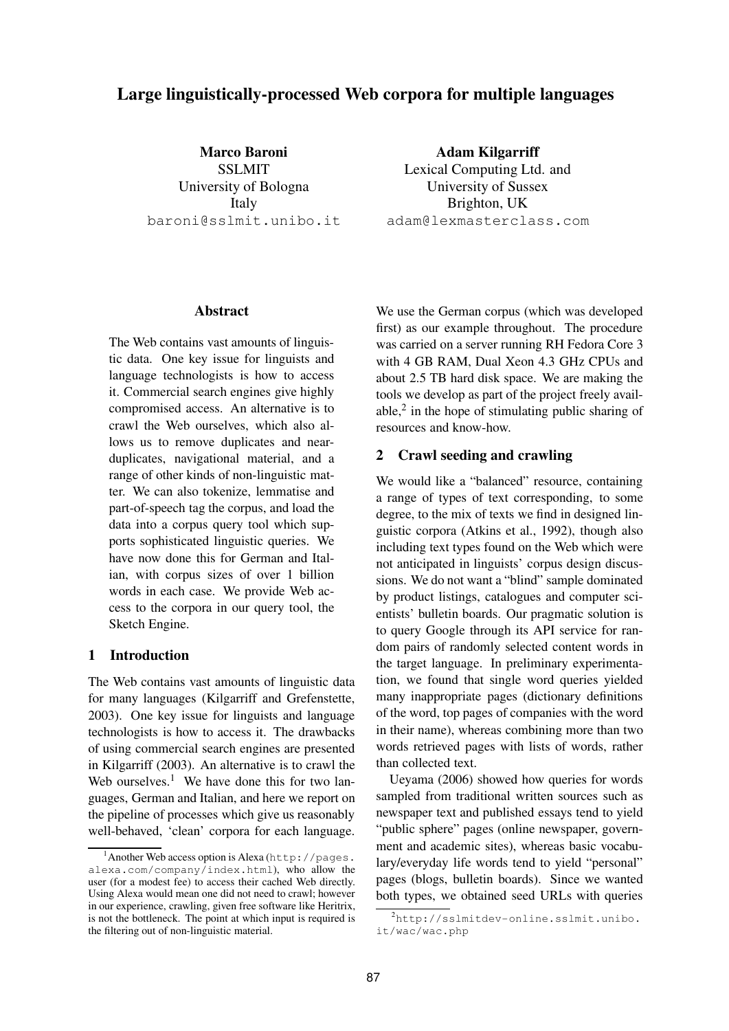# Large linguistically-processed Web corpora for multiple languages

**Marco Baroni**
SSLMIT
University of Bologna
Italy
baroni@sslmit.unibo.it

**Adam Kilgarriff**
Lexical Computing Ltd. and
University of Sussex
Brighton, UK
adam@lexmasterclass.com

## Abstract

The Web contains vast amounts of linguistic data. One key issue for linguists and language technologists is how to access it. Commercial search engines give highly compromised access. An alternative is to crawl the Web ourselves, which also allows us to remove duplicates and near-duplicates, navigational material, and a range of other kinds of non-linguistic matter. We can also tokenize, lemmatise and part-of-speech tag the corpus, and load the data into a corpus query tool which supports sophisticated linguistic queries. We have now done this for German and Italian, with corpus sizes of over 1 billion words in each case. We provide Web access to the corpora in our query tool, the Sketch Engine.

## 1 Introduction

The Web contains vast amounts of linguistic data for many languages (Kilgarriff and Grefenstette, 2003). One key issue for linguists and language technologists is how to access it. The drawbacks of using commercial search engines are presented in Kilgarriff (2003). An alternative is to crawl the Web ourselves.[1] We have done this for two languages, German and Italian, and here we report on the pipeline of processes which give us reasonably well-behaved, 'clean' corpora for each language. We use the German corpus (which was developed first) as our example throughout. The procedure was carried on a server running RH Fedora Core 3 with 4 GB RAM, Dual Xeon 4.3 GHz CPUs and about 2.5 TB hard disk space. We are making the tools we develop as part of the project freely available,[2] in the hope of stimulating public sharing of resources and know-how.

## 2 Crawl seeding and crawling

We would like a "balanced" resource, containing a range of types of text corresponding, to some degree, to the mix of texts we find in designed linguistic corpora (Atkins et al., 1992), though also including text types found on the Web which were not anticipated in linguists' corpus design discussions. We do not want a "blind" sample dominated by product listings, catalogues and computer scientists' bulletin boards. Our pragmatic solution is to query Google through its API service for random pairs of randomly selected content words in the target language. In preliminary experimentation, we found that single word queries yielded many inappropriate pages (dictionary definitions of the word, top pages of companies with the word in their name), whereas combining more than two words retrieved pages with lists of words, rather than collected text.

Ueyama (2006) showed how queries for words sampled from traditional written sources such as newspaper text and published essays tend to yield "public sphere" pages (online newspaper, government and academic sites), whereas basic vocabulary/everyday life words tend to yield "personal" pages (blogs, bulletin boards). Since we wanted both types, we obtained seed URLs with queries

---

[1] Another Web access option is Alexa (http://pages.alexa.com/company/index.html), who allow the user (for a modest fee) to access their cached Web directly. Using Alexa would mean one did not need to crawl; however in our experience, crawling, given free software like Heritrix, is not the bottleneck. The point at which input is required is the filtering out of non-linguistic material.

[2] http://sslmitdev-online.sslmit.unibo.it/wac/wac.php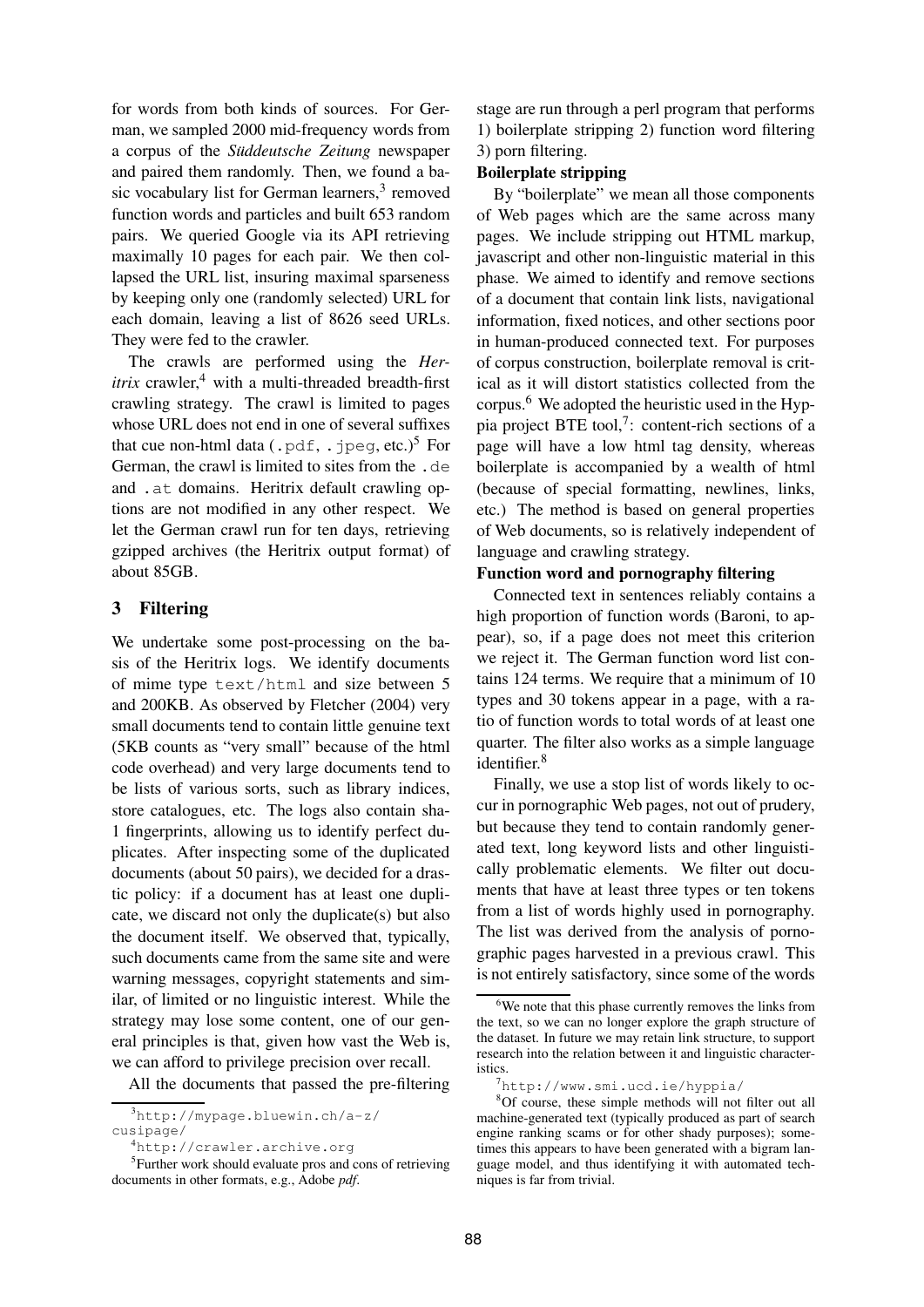for words from both kinds of sources. For German, we sampled 2000 mid-frequency words from a corpus of the *Süddeutsche Zeitung* newspaper and paired them randomly. Then, we found a basic vocabulary list for German learners,[3] removed function words and particles and built 653 random pairs. We queried Google via its API retrieving maximally 10 pages for each pair. We then collapsed the URL list, insuring maximal sparseness by keeping only one (randomly selected) URL for each domain, leaving a list of 8626 seed URLs. They were fed to the crawler.

The crawls are performed using the *Heritrix* crawler,[4] with a multi-threaded breadth-first crawling strategy. The crawl is limited to pages whose URL does not end in one of several suffixes that cue non-html data (`.pdf`, `.jpeg`, etc.)[5] For German, the crawl is limited to sites from the `.de` and `.at` domains. Heritrix default crawling options are not modified in any other respect. We let the German crawl run for ten days, retrieving gzipped archives (the Heritrix output format) of about 85GB.

## 3 Filtering

We undertake some post-processing on the basis of the Heritrix logs. We identify documents of mime type `text/html` and size between 5 and 200KB. As observed by Fletcher (2004) very small documents tend to contain little genuine text (5KB counts as "very small" because of the html code overhead) and very large documents tend to be lists of various sorts, such as library indices, store catalogues, etc. The logs also contain sha-1 fingerprints, allowing us to identify perfect duplicates. After inspecting some of the duplicated documents (about 50 pairs), we decided for a drastic policy: if a document has at least one duplicate, we discard not only the duplicate(s) but also the document itself. We observed that, typically, such documents came from the same site and were warning messages, copyright statements and similar, of limited or no linguistic interest. While the strategy may lose some content, one of our general principles is that, given how vast the Web is, we can afford to privilege precision over recall.

All the documents that passed the pre-filtering stage are run through a perl program that performs 1) boilerplate stripping 2) function word filtering 3) porn filtering.

**Boilerplate stripping**

By "boilerplate" we mean all those components of Web pages which are the same across many pages. We include stripping out HTML markup, javascript and other non-linguistic material in this phase. We aimed to identify and remove sections of a document that contain link lists, navigational information, fixed notices, and other sections poor in human-produced connected text. For purposes of corpus construction, boilerplate removal is critical as it will distort statistics collected from the corpus.[6] We adopted the heuristic used in the Hyppia project BTE tool,[7]: content-rich sections of a page will have a low html tag density, whereas boilerplate is accompanied by a wealth of html (because of special formatting, newlines, links, etc.) The method is based on general properties of Web documents, so is relatively independent of language and crawling strategy.

**Function word and pornography filtering**

Connected text in sentences reliably contains a high proportion of function words (Baroni, to appear), so, if a page does not meet this criterion we reject it. The German function word list contains 124 terms. We require that a minimum of 10 types and 30 tokens appear in a page, with a ratio of function words to total words of at least one quarter. The filter also works as a simple language identifier.[8]

Finally, we use a stop list of words likely to occur in pornographic Web pages, not out of prudery, but because they tend to contain randomly generated text, long keyword lists and other linguistically problematic elements. We filter out documents that have at least three types or ten tokens from a list of words highly used in pornography. The list was derived from the analysis of pornographic pages harvested in a previous crawl. This is not entirely satisfactory, since some of the words

[3] `http://mypage.bluewin.ch/a-z/cusipage/`

[4] `http://crawler.archive.org`

[5] Further work should evaluate pros and cons of retrieving documents in other formats, e.g., Adobe *pdf*.

[6] We note that this phase currently removes the links from the text, so we can no longer explore the graph structure of the dataset. In future we may retain link structure, to support research into the relation between it and linguistic characteristics.

[7] `http://www.smi.ucd.ie/hyppia/`

[8] Of course, these simple methods will not filter out all machine-generated text (typically produced as part of search engine ranking scams or for other shady purposes); sometimes this appears to have been generated with a bigram language model, and thus identifying it with automated techniques is far from trivial.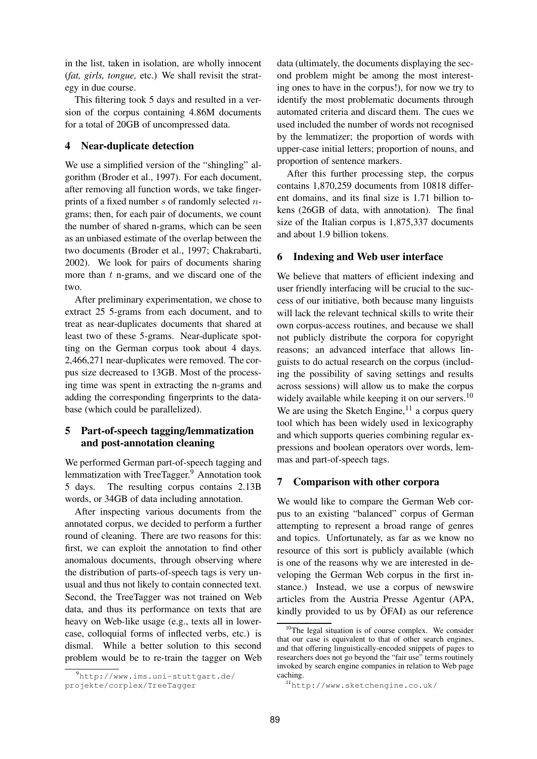in the list, taken in isolation, are wholly innocent (*fat, girls, tongue,* etc.) We shall revisit the strategy in due course.

This filtering took 5 days and resulted in a version of the corpus containing 4.86M documents for a total of 20GB of uncompressed data.

## 4 Near-duplicate detection

We use a simplified version of the "shingling" algorithm (Broder et al., 1997). For each document, after removing all function words, we take fingerprints of a fixed number $s$ of randomly selected $n$-grams; then, for each pair of documents, we count the number of shared n-grams, which can be seen as an unbiased estimate of the overlap between the two documents (Broder et al., 1997; Chakrabarti, 2002). We look for pairs of documents sharing more than $t$ n-grams, and we discard one of the two.

After preliminary experimentation, we chose to extract 25 5-grams from each document, and to treat as near-duplicates documents that shared at least two of these 5-grams. Near-duplicate spotting on the German corpus took about 4 days. 2,466,271 near-duplicates were removed. The corpus size decreased to 13GB. Most of the processing time was spent in extracting the n-grams and adding the corresponding fingerprints to the database (which could be parallelized).

## 5 Part-of-speech tagging/lemmatization and post-annotation cleaning

We performed German part-of-speech tagging and lemmatization with TreeTagger.[9] Annotation took 5 days. The resulting corpus contains 2.13B words, or 34GB of data including annotation.

After inspecting various documents from the annotated corpus, we decided to perform a further round of cleaning. There are two reasons for this: first, we can exploit the annotation to find other anomalous documents, through observing where the distribution of parts-of-speech tags is very unusual and thus not likely to contain connected text. Second, the TreeTagger was not trained on Web data, and thus its performance on texts that are heavy on Web-like usage (e.g., texts all in lowercase, colloquial forms of inflected verbs, etc.) is dismal. While a better solution to this second problem would be to re-train the tagger on Web data (ultimately, the documents displaying the second problem might be among the most interesting ones to have in the corpus!), for now we try to identify the most problematic documents through automated criteria and discard them. The cues we used included the number of words not recognised by the lemmatizer; the proportion of words with upper-case initial letters; proportion of nouns, and proportion of sentence markers.

After this further processing step, the corpus contains 1,870,259 documents from 10818 different domains, and its final size is 1.71 billion tokens (26GB of data, with annotation). The final size of the Italian corpus is 1,875,337 documents and about 1.9 billion tokens.

## 6 Indexing and Web user interface

We believe that matters of efficient indexing and user friendly interfacing will be crucial to the success of our initiative, both because many linguists will lack the relevant technical skills to write their own corpus-access routines, and because we shall not publicly distribute the corpora for copyright reasons; an advanced interface that allows linguists to do actual research on the corpus (including the possibility of saving settings and results across sessions) will allow us to make the corpus widely available while keeping it on our servers.[10] We are using the Sketch Engine,[11] a corpus query tool which has been widely used in lexicography and which supports queries combining regular expressions and boolean operators over words, lemmas and part-of-speech tags.

## 7 Comparison with other corpora

We would like to compare the German Web corpus to an existing "balanced" corpus of German attempting to represent a broad range of genres and topics. Unfortunately, as far as we know no resource of this sort is publicly available (which is one of the reasons why we are interested in developing the German Web corpus in the first instance.) Instead, we use a corpus of newswire articles from the Austria Presse Agentur (APA, kindly provided to us by ÖFAI) as our reference

[9] http://www.ims.uni-stuttgart.de/projekte/corplex/TreeTagger

[10] The legal situation is of course complex. We consider that our case is equivalent to that of other search engines, and that offering linguistically-encoded snippets of pages to researchers does not go beyond the "fair use" terms routinely invoked by search engine companies in relation to Web page caching.

[11] http://www.sketchengine.co.uk/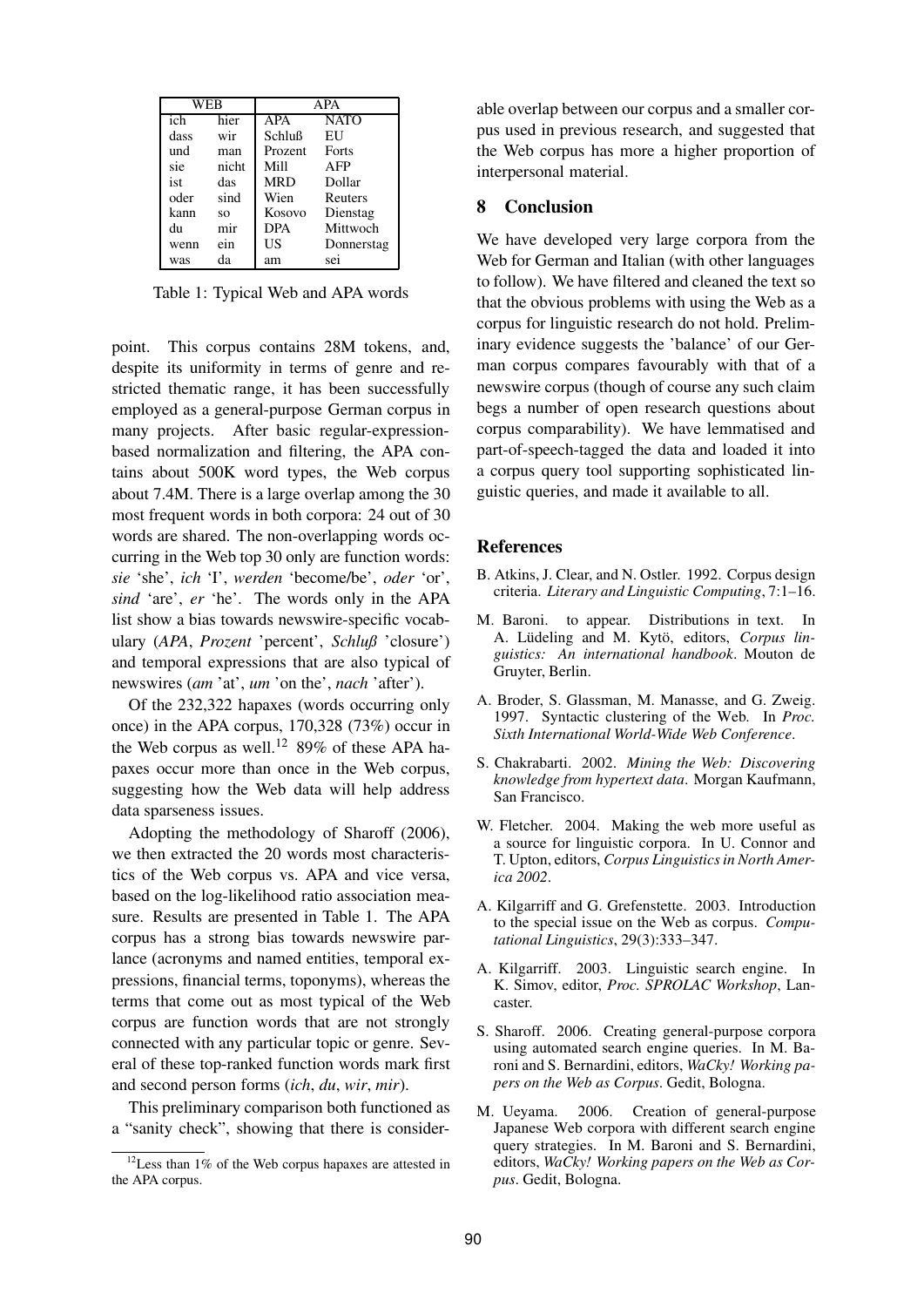| WEB | | APA | |
|---|---|---|---|
| ich | hier | APA | NATO |
| dass | wir | Schluß | EU |
| und | man | Prozent | Forts |
| sie | nicht | Mill | AFP |
| ist | das | MRD | Dollar |
| oder | sind | Wien | Reuters |
| kann | so | Kosovo | Dienstag |
| du | mir | DPA | Mittwoch |
| wenn | ein | US | Donnerstag |
| was | da | am | sei |

Table 1: Typical Web and APA words

point. This corpus contains 28M tokens, and, despite its uniformity in terms of genre and restricted thematic range, it has been successfully employed as a general-purpose German corpus in many projects. After basic regular-expression-based normalization and filtering, the APA contains about 500K word types, the Web corpus about 7.4M. There is a large overlap among the 30 most frequent words in both corpora: 24 out of 30 words are shared. The non-overlapping words occurring in the Web top 30 only are function words: *sie* 'she', *ich* 'I', *werden* 'become/be', *oder* 'or', *sind* 'are', *er* 'he'. The words only in the APA list show a bias towards newswire-specific vocabulary (*APA*, *Prozent* 'percent', *Schluß* 'closure') and temporal expressions that are also typical of newswires (*am* 'at', *um* 'on the', *nach* 'after').

Of the 232,322 hapaxes (words occurring only once) in the APA corpus, 170,328 (73%) occur in the Web corpus as well.[12] 89% of these APA hapaxes occur more than once in the Web corpus, suggesting how the Web data will help address data sparseness issues.

Adopting the methodology of Sharoff (2006), we then extracted the 20 words most characteristics of the Web corpus vs. APA and vice versa, based on the log-likelihood ratio association measure. Results are presented in Table 1. The APA corpus has a strong bias towards newswire parlance (acronyms and named entities, temporal expressions, financial terms, toponyms), whereas the terms that come out as most typical of the Web corpus are function words that are not strongly connected with any particular topic or genre. Several of these top-ranked function words mark first and second person forms (*ich*, *du*, *wir*, *mir*).

This preliminary comparison both functioned as a "sanity check", showing that there is considerable overlap between our corpus and a smaller corpus used in previous research, and suggested that the Web corpus has more a higher proportion of interpersonal material.

[12] Less than 1% of the Web corpus hapaxes are attested in the APA corpus.

## 8 Conclusion

We have developed very large corpora from the Web for German and Italian (with other languages to follow). We have filtered and cleaned the text so that the obvious problems with using the Web as a corpus for linguistic research do not hold. Preliminary evidence suggests the 'balance' of our German corpus compares favourably with that of a newswire corpus (though of course any such claim begs a number of open research questions about corpus comparability). We have lemmatised and part-of-speech-tagged the data and loaded it into a corpus query tool supporting sophisticated linguistic queries, and made it available to all.

## References

B. Atkins, J. Clear, and N. Ostler. 1992. Corpus design criteria. *Literary and Linguistic Computing*, 7:1–16.

M. Baroni. to appear. Distributions in text. In A. Lüdeling and M. Kytö, editors, *Corpus linguistics: An international handbook*. Mouton de Gruyter, Berlin.

A. Broder, S. Glassman, M. Manasse, and G. Zweig. 1997. Syntactic clustering of the Web. In *Proc. Sixth International World-Wide Web Conference*.

S. Chakrabarti. 2002. *Mining the Web: Discovering knowledge from hypertext data*. Morgan Kaufmann, San Francisco.

W. Fletcher. 2004. Making the web more useful as a source for linguistic corpora. In U. Connor and T. Upton, editors, *Corpus Linguistics in North America 2002*.

A. Kilgarriff and G. Grefenstette. 2003. Introduction to the special issue on the Web as corpus. *Computational Linguistics*, 29(3):333–347.

A. Kilgarriff. 2003. Linguistic search engine. In K. Simov, editor, *Proc. SPROLAC Workshop*, Lancaster.

S. Sharoff. 2006. Creating general-purpose corpora using automated search engine queries. In M. Baroni and S. Bernardini, editors, *WaCky! Working papers on the Web as Corpus*. Gedit, Bologna.

M. Ueyama. 2006. Creation of general-purpose Japanese Web corpora with different search engine query strategies. In M. Baroni and S. Bernardini, editors, *WaCky! Working papers on the Web as Corpus*. Gedit, Bologna.